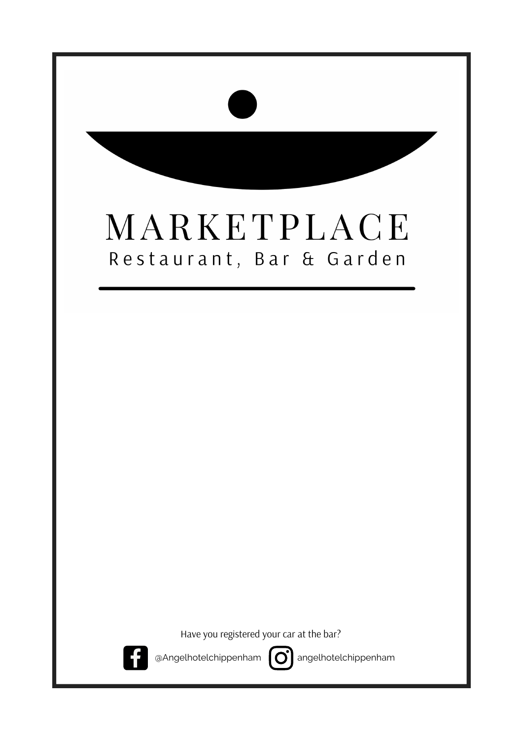# MARKETPLACE

Restaurant, Bar & Garden

Have you registered your car at the bar?

@Angelhotelchippenham angelhotelchippenham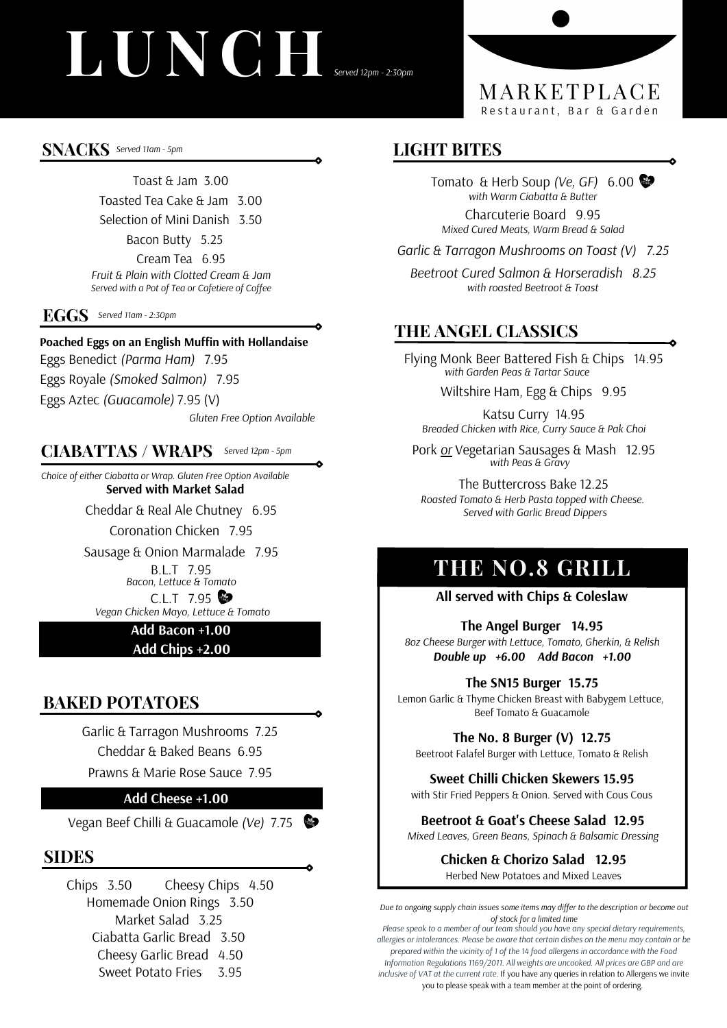# LUNCH

*Served 12pm - 2:30pm*

MARKETPLACE
Restaurant, Bar & Garden

## SNACKS *Served 11am - 5pm*

Toast & Jam 3.00

Toasted Tea Cake & Jam 3.00

Selection of Mini Danish 3.50

Bacon Butty 5.25

Cream Tea 6.95
*Fruit & Plain with Clotted Cream & Jam*
*Served with a Pot of Tea or Cafetiere of Coffee*

## EGGS *Served 11am - 2:30pm*

**Poached Eggs on an English Muffin with Hollandaise**

Eggs Benedict *(Parma Ham)* 7.95

Eggs Royale *(Smoked Salmon)* 7.95

Eggs Aztec *(Guacamole)* 7.95 (V)

*Gluten Free Option Available*

## CIABATTAS / WRAPS *Served 12pm - 5pm*

*Choice of either Ciabatta or Wrap. Gluten Free Option Available*
**Served with Market Salad**

Cheddar & Real Ale Chutney 6.95

Coronation Chicken 7.95

Sausage & Onion Marmalade 7.95

B.L.T 7.95
*Bacon, Lettuce & Tomato*

C.L.T 7.95
*Vegan Chicken Mayo, Lettuce & Tomato*

**Add Bacon +1.00**
**Add Chips +2.00**

## BAKED POTATOES

Garlic & Tarragon Mushrooms 7.25

Cheddar & Baked Beans 6.95

Prawns & Marie Rose Sauce 7.95

**Add Cheese +1.00**

Vegan Beef Chilli & Guacamole *(Ve)* 7.75

## SIDES

Chips 3.50 Cheesy Chips 4.50

Homemade Onion Rings 3.50

Market Salad 3.25

Ciabatta Garlic Bread 3.50

Cheesy Garlic Bread 4.50

Sweet Potato Fries 3.95

## LIGHT BITES

Tomato & Herb Soup *(Ve, GF)* 6.00
*with Warm Ciabatta & Butter*

Charcuterie Board 9.95
*Mixed Cured Meats, Warm Bread & Salad*

*Garlic & Tarragon Mushrooms on Toast (V) 7.25*

*Beetroot Cured Salmon & Horseradish 8.25*
*with roasted Beetroot & Toast*

## THE ANGEL CLASSICS

Flying Monk Beer Battered Fish & Chips 14.95
*with Garden Peas & Tartar Sauce*

Wiltshire Ham, Egg & Chips 9.95

Katsu Curry 14.95
*Breaded Chicken with Rice, Curry Sauce & Pak Choi*

Pork *or* Vegetarian Sausages & Mash 12.95
*with Peas & Gravy*

The Buttercross Bake 12.25
*Roasted Tomato & Herb Pasta topped with Cheese. Served with Garlic Bread Dippers*

## THE NO.8 GRILL

**All served with Chips & Coleslaw**

**The Angel Burger 14.95**
*8oz Cheese Burger with Lettuce, Tomato, Gherkin, & Relish*
***Double up +6.00 Add Bacon +1.00***

**The SN15 Burger 15.75**
Lemon Garlic & Thyme Chicken Breast with Babygem Lettuce, Beef Tomato & Guacamole

**The No. 8 Burger (V) 12.75**
Beetroot Falafel Burger with Lettuce, Tomato & Relish

**Sweet Chilli Chicken Skewers 15.95**
with Stir Fried Peppers & Onion. Served with Cous Cous

**Beetroot & Goat's Cheese Salad 12.95**
*Mixed Leaves, Green Beans, Spinach & Balsamic Dressing*

**Chicken & Chorizo Salad 12.95**
Herbed New Potatoes and Mixed Leaves

*Due to ongoing supply chain issues some items may differ to the description or become out of stock for a limited time*
*Please speak to a member of our team should you have any special dietary requirements, allergies or intolerances. Please be aware that certain dishes on the menu may contain or be prepared within the vicinity of 1 of the 14 food allergens in accordance with the Food Information Regulations 1169/2011. All weights are uncooked. All prices are GBP and are inclusive of VAT at the current rate.* If you have any queries in relation to Allergens we invite you to please speak with a team member at the point of ordering.